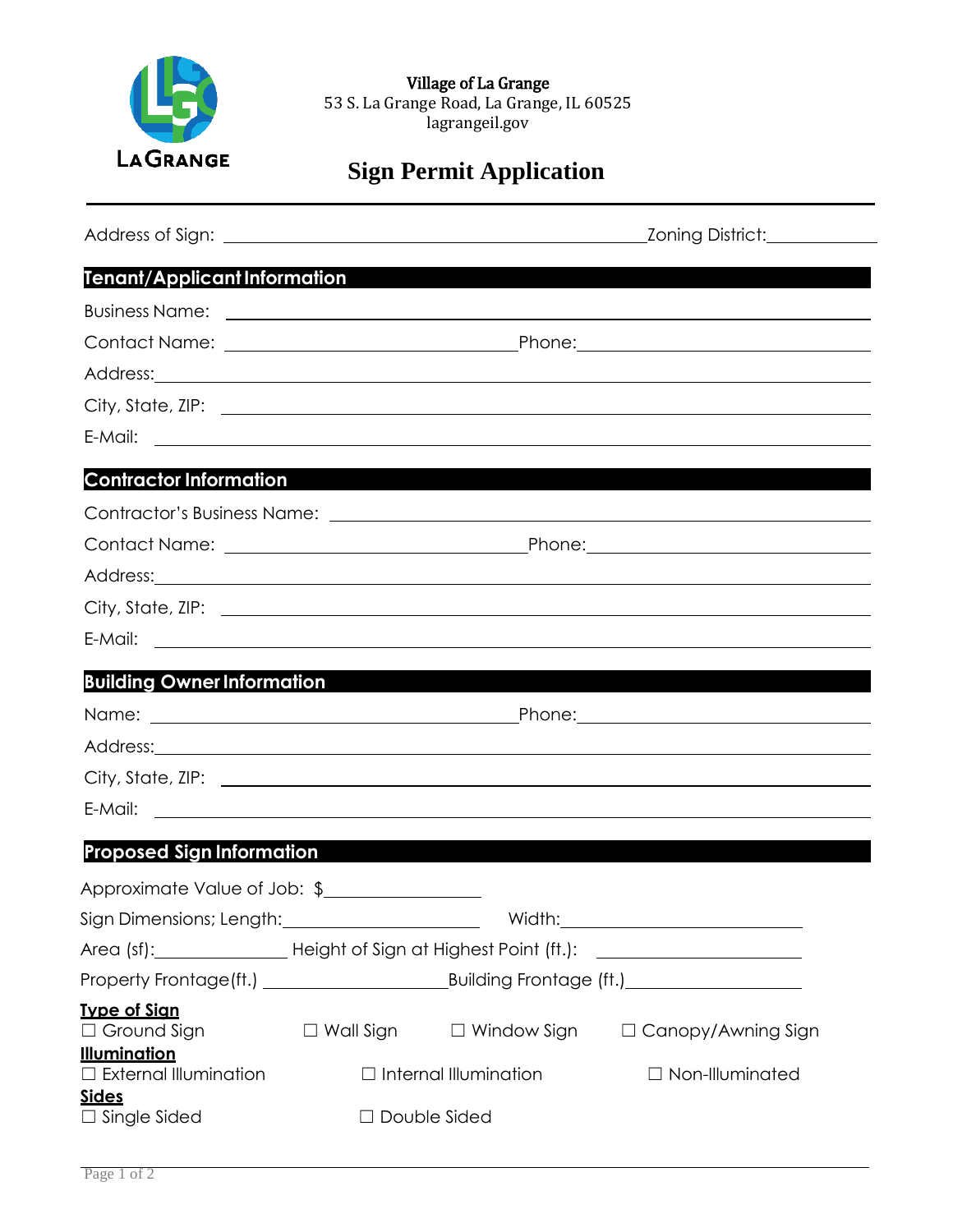Village of La Grange
53 S. La Grange Road, La Grange, IL 60525
lagrangeil.gov

# Sign Permit Application

Address of Sign: ______________________________ Zoning District: __________

## Tenant/Applicant Information

Business Name: ______________________________

Contact Name: ______________________________ Phone: ______________________________

Address: ______________________________

City, State, ZIP: ______________________________

E-Mail: ______________________________

## Contractor Information

Contractor's Business Name: ______________________________

Contact Name: ______________________________ Phone: ______________________________

Address: ______________________________

City, State, ZIP: ______________________________

E-Mail: ______________________________

## Building Owner Information

Name: ______________________________ Phone: ______________________________

Address: ______________________________

City, State, ZIP: ______________________________

E-Mail: ______________________________

## Proposed Sign Information

Approximate Value of Job: $______________

Sign Dimensions; Length: ______________ Width: ______________

Area (sf): ______________ Height of Sign at Highest Point (ft.): ______________

Property Frontage (ft.) ______________ Building Frontage (ft.) ______________

**Type of Sign**

☐ Ground Sign ☐ Wall Sign ☐ Window Sign ☐ Canopy/Awning Sign

**Illumination**

☐ External Illumination ☐ Internal Illumination ☐ Non-Illuminated

**Sides**

☐ Single Sided ☐ Double Sided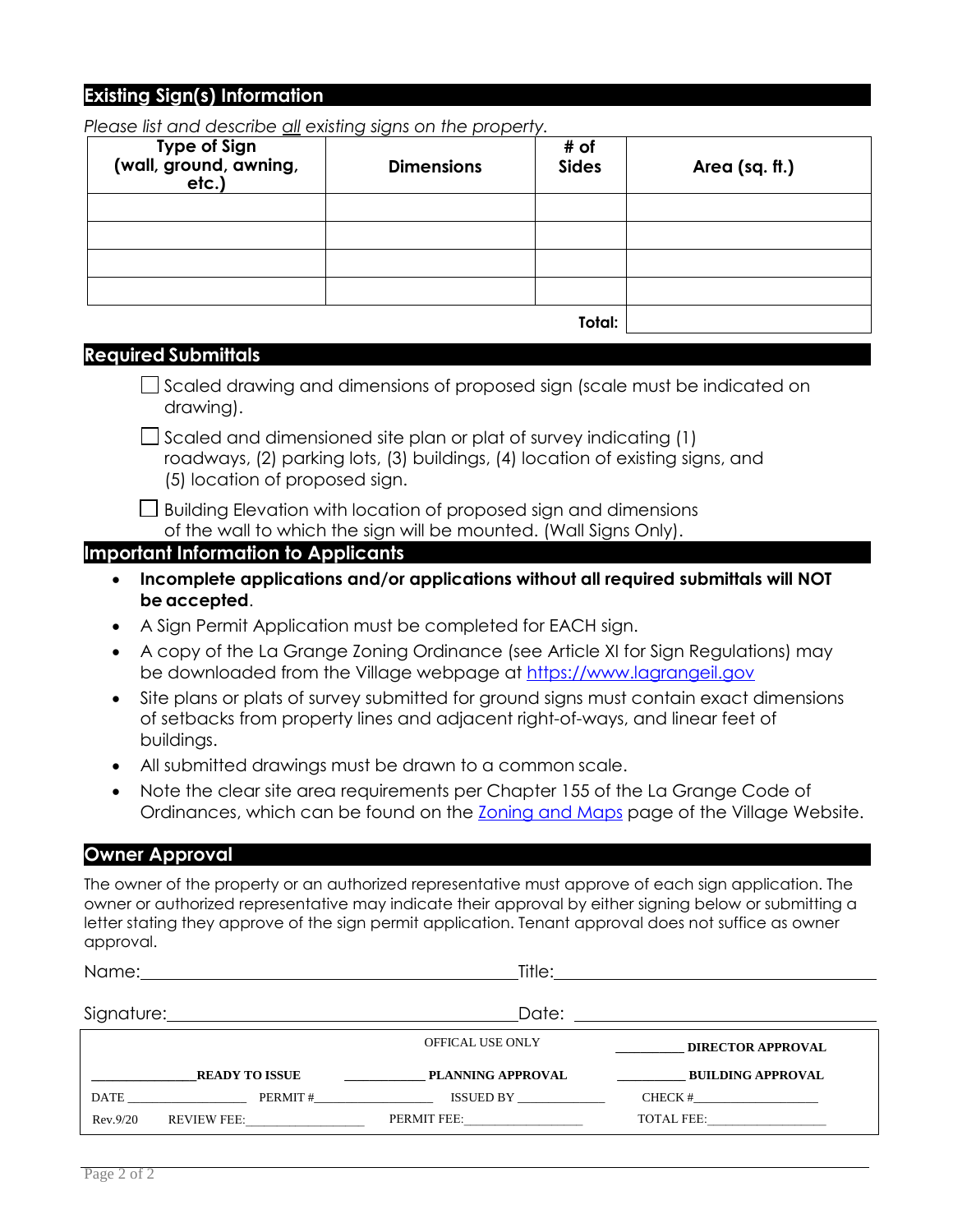## Existing Sign(s) Information

*Please list and describe all existing signs on the property.*

| Type of Sign (wall, ground, awning, etc.) | Dimensions | # of Sides | Area (sq. ft.) |
|---|---|---|---|
| | | | |
| | | | |
| | | | |
| | | | |
| | | **Total:** | |

## Required Submittals

- ☐ Scaled drawing and dimensions of proposed sign (scale must be indicated on drawing).
- ☐ Scaled and dimensioned site plan or plat of survey indicating (1) roadways, (2) parking lots, (3) buildings, (4) location of existing signs, and (5) location of proposed sign.
- ☐ Building Elevation with location of proposed sign and dimensions of the wall to which the sign will be mounted. (Wall Signs Only).

## Important Information to Applicants

- **Incomplete applications and/or applications without all required submittals will NOT be accepted**.
- A Sign Permit Application must be completed for EACH sign.
- A copy of the La Grange Zoning Ordinance (see Article XI for Sign Regulations) may be downloaded from the Village webpage at https://www.lagrangeil.gov
- Site plans or plats of survey submitted for ground signs must contain exact dimensions of setbacks from property lines and adjacent right-of-ways, and linear feet of buildings.
- All submitted drawings must be drawn to a common scale.
- Note the clear site area requirements per Chapter 155 of the La Grange Code of Ordinances, which can be found on the Zoning and Maps page of the Village Website.

## Owner Approval

The owner of the property or an authorized representative must approve of each sign application. The owner or authorized representative may indicate their approval by either signing below or submitting a letter stating they approve of the sign permit application. Tenant approval does not suffice as owner approval.

Name:\_\_\_\_\_\_\_\_\_\_\_\_\_\_\_\_\_\_\_\_\_\_\_\_\_\_\_\_\_\_\_\_\_\_\_\_ Title:\_\_\_\_\_\_\_\_\_\_\_\_\_\_\_\_\_\_\_\_\_\_\_\_\_\_\_\_\_\_

Signature:\_\_\_\_\_\_\_\_\_\_\_\_\_\_\_\_\_\_\_\_\_\_\_\_\_\_\_\_\_\_\_\_\_\_ Date: \_\_\_\_\_\_\_\_\_\_\_\_\_\_\_\_\_\_\_\_\_\_\_\_\_\_\_\_\_\_

| | | |
|---|---|---|
| | OFFICAL USE ONLY | \_\_\_\_\_\_\_\_\_\_ **DIRECTOR APPROVAL** |
| \_\_\_\_\_\_\_\_\_\_\_\_\_\_\_ **READY TO ISSUE** | \_\_\_\_\_\_\_\_\_\_\_\_ **PLANNING APPROVAL** | \_\_\_\_\_\_\_\_\_\_ **BUILDING APPROVAL** |
| DATE \_\_\_\_\_\_\_\_\_\_\_\_\_\_\_\_\_\_ PERMIT #\_\_\_\_\_\_\_\_\_\_\_\_\_\_\_\_\_\_ | ISSUED BY \_\_\_\_\_\_\_\_\_\_\_\_\_ | CHECK #\_\_\_\_\_\_\_\_\_\_\_\_\_\_\_\_\_\_\_\_ |
| Rev.9/20 REVIEW FEE:\_\_\_\_\_\_\_\_\_\_\_\_\_\_\_\_\_\_\_ | PERMIT FEE:\_\_\_\_\_\_\_\_\_\_\_\_\_\_\_\_\_\_\_ | TOTAL FEE:\_\_\_\_\_\_\_\_\_\_\_\_\_\_\_\_\_\_\_ |